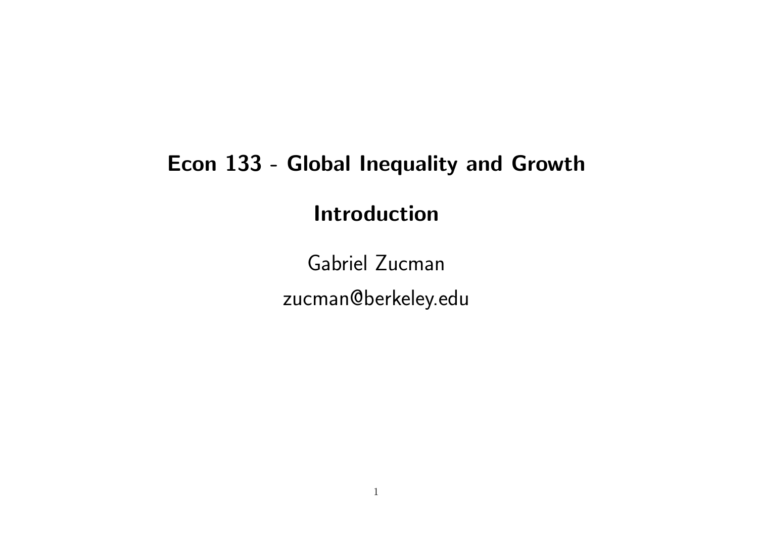# Econ 133 - Global Inequality and Growth

## Introduction

Gabriel Zucman

zucman@berkeley.edu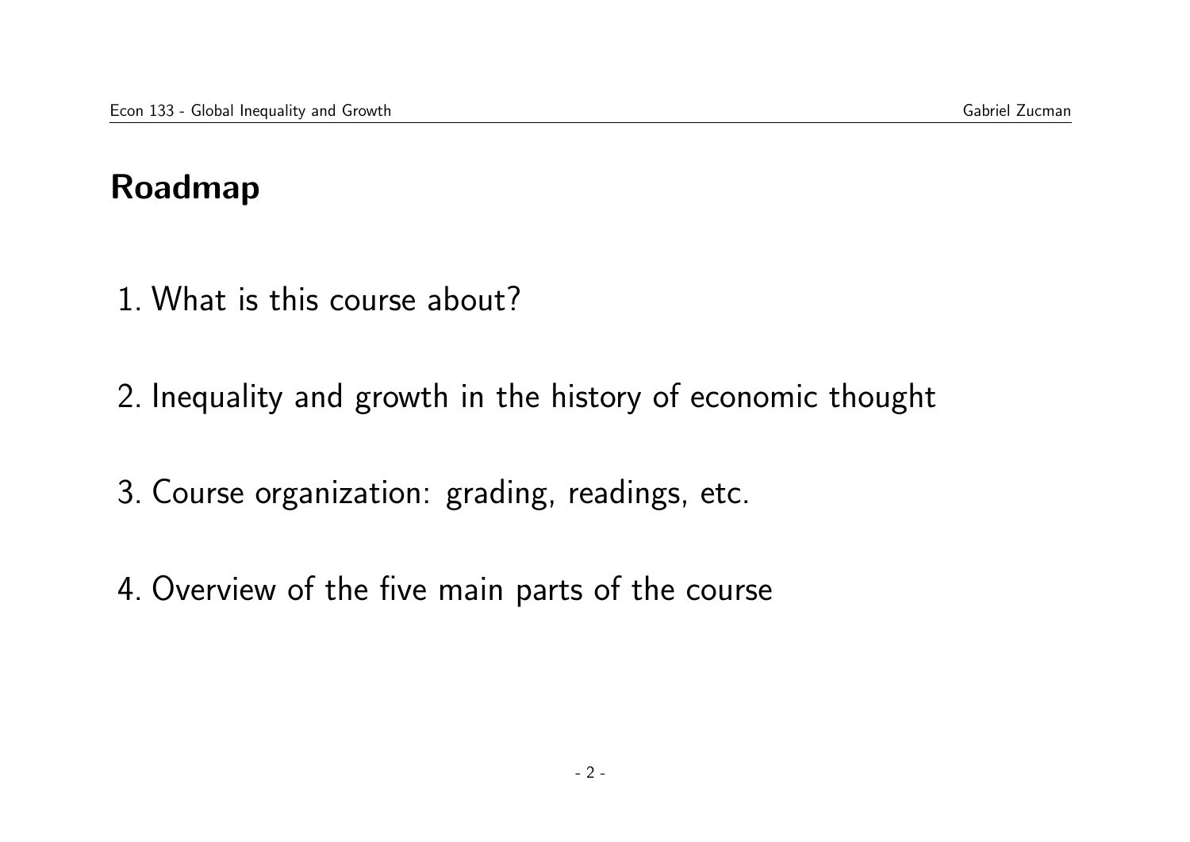## Roadmap

1. What is this course about?

2. Inequality and growth in the history of economic thought

3. Course organization: grading, readings, etc.

4. Overview of the five main parts of the course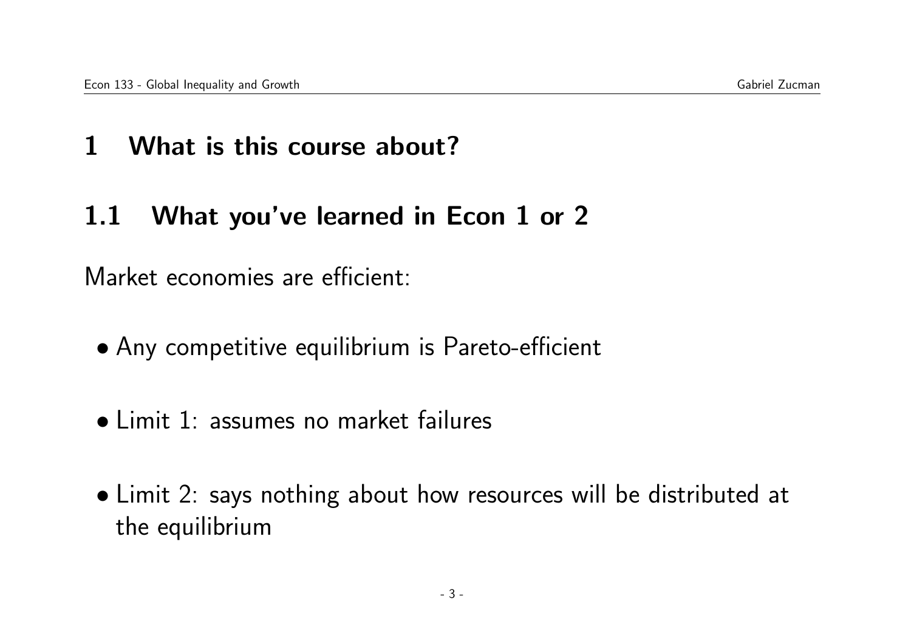# 1 What is this course about?

## 1.1 What you've learned in Econ 1 or 2

Market economies are efficient:

- Any competitive equilibrium is Pareto-efficient
- Limit 1: assumes no market failures
- Limit 2: says nothing about how resources will be distributed at the equilibrium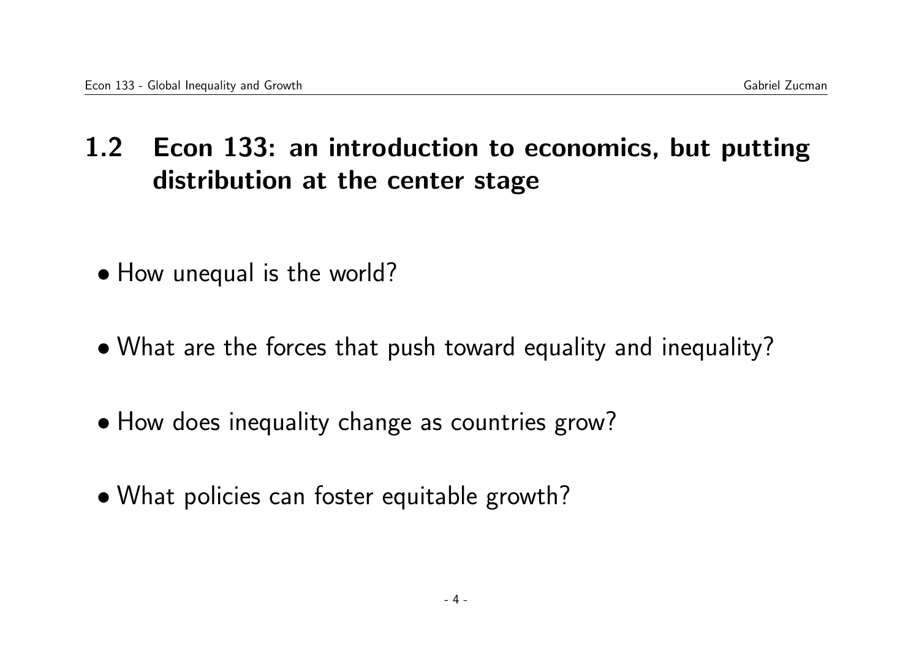## 1.2 Econ 133: an introduction to economics, but putting distribution at the center stage

- How unequal is the world?

- What are the forces that push toward equality and inequality?

- How does inequality change as countries grow?

- What policies can foster equitable growth?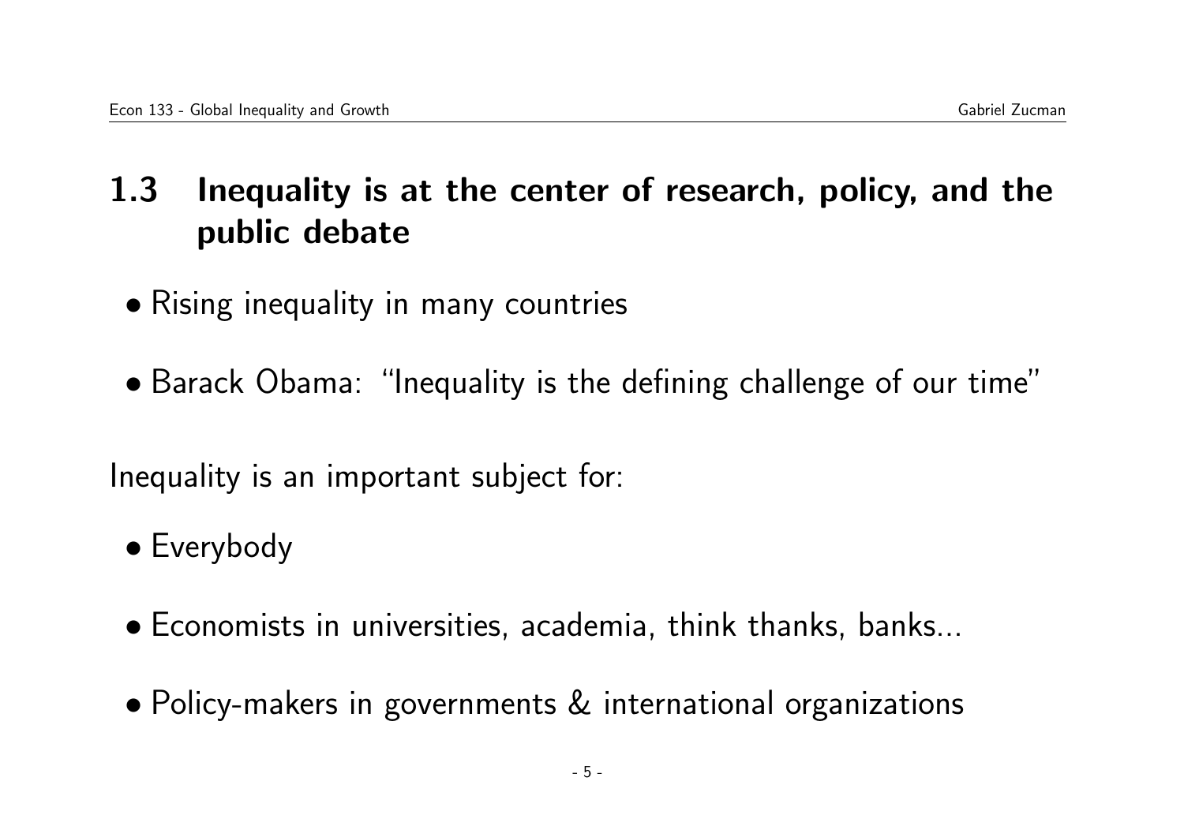## 1.3 Inequality is at the center of research, policy, and the public debate

- Rising inequality in many countries
- Barack Obama: "Inequality is the defining challenge of our time"

Inequality is an important subject for:

- Everybody
- Economists in universities, academia, think thanks, banks...
- Policy-makers in governments & international organizations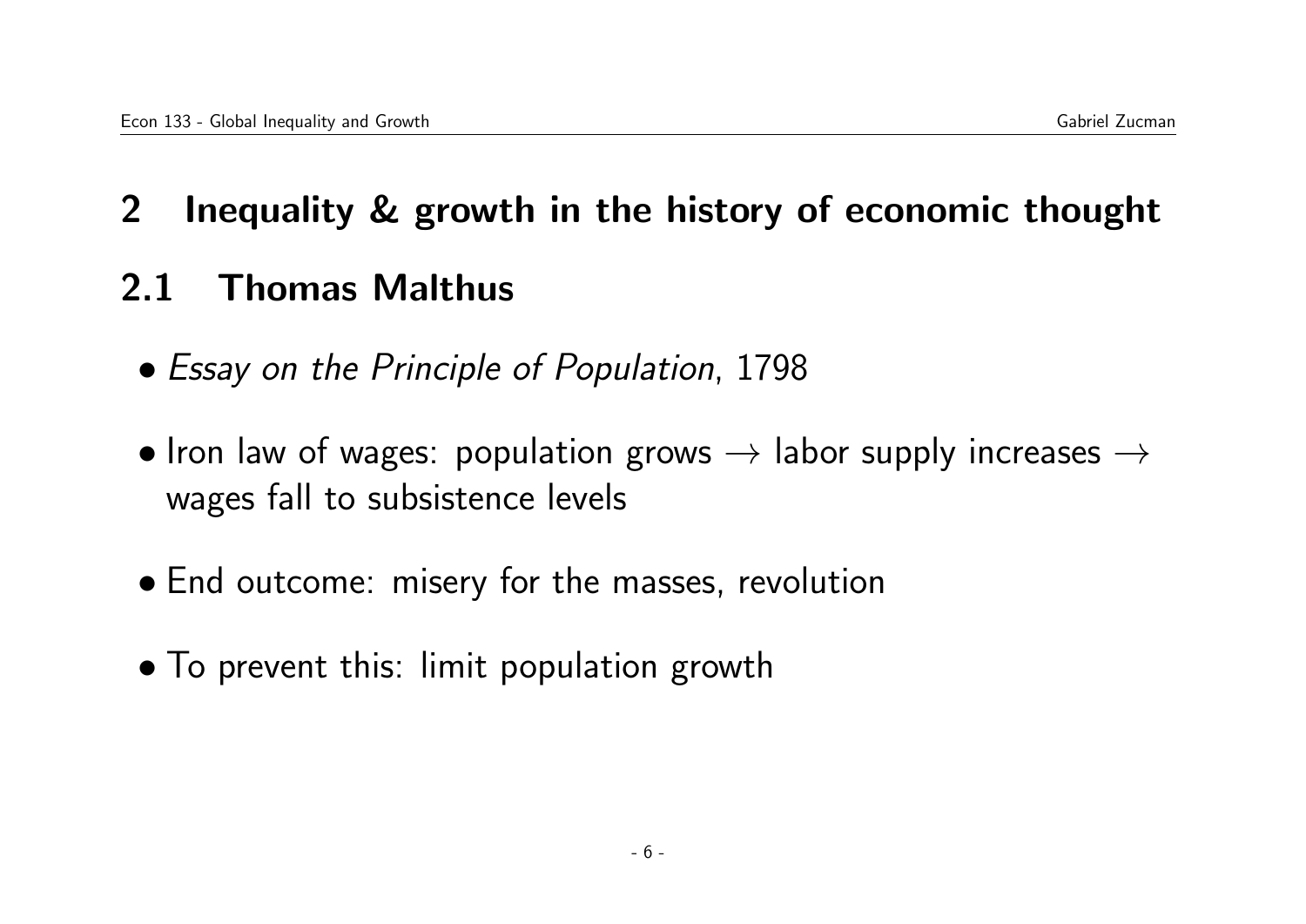# 2 Inequality & growth in the history of economic thought

## 2.1 Thomas Malthus

- *Essay on the Principle of Population*, 1798
- Iron law of wages: population grows $\rightarrow$ labor supply increases $\rightarrow$ wages fall to subsistence levels
- End outcome: misery for the masses, revolution
- To prevent this: limit population growth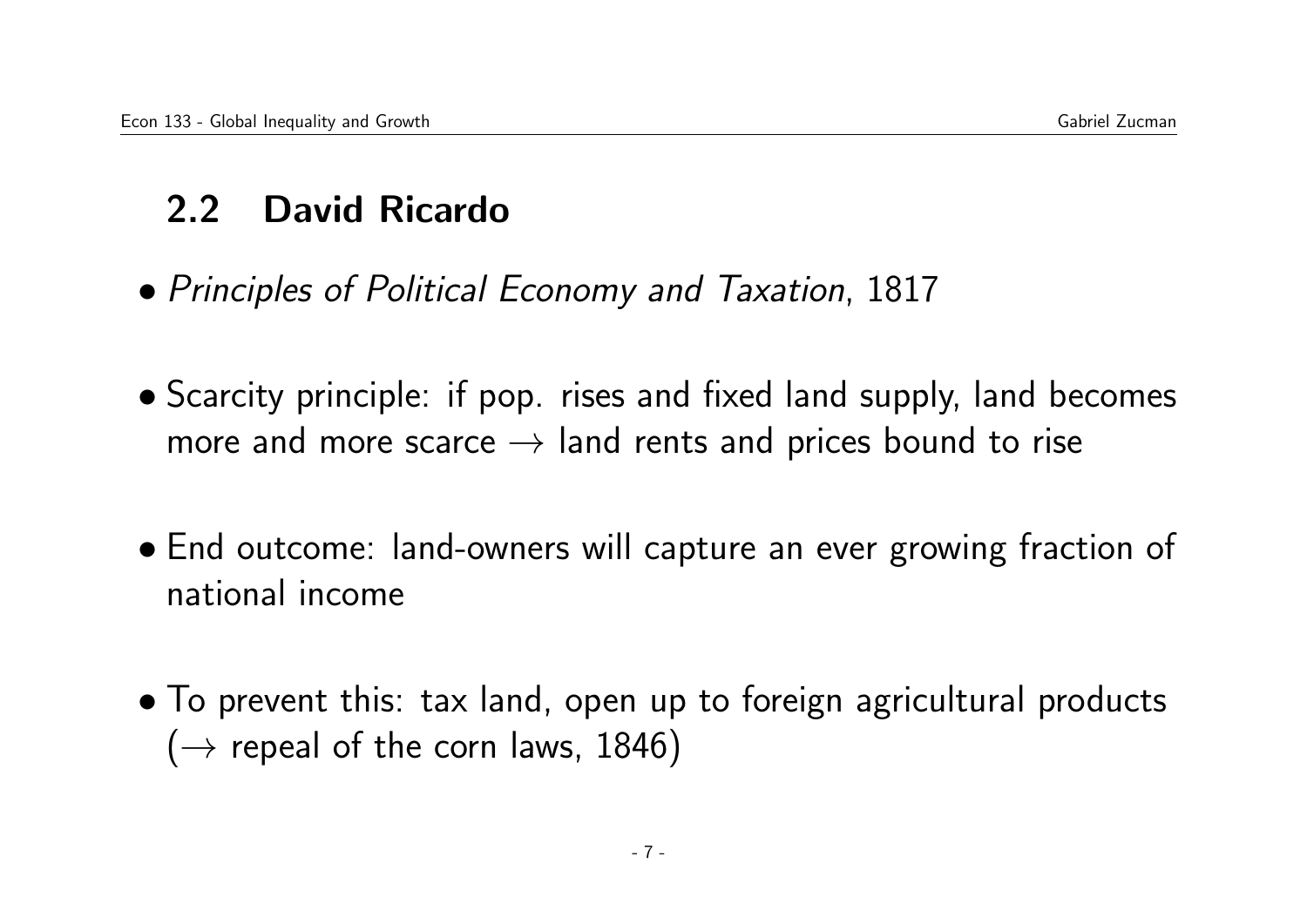## 2.2 David Ricardo

- *Principles of Political Economy and Taxation*, 1817

- Scarcity principle: if pop. rises and fixed land supply, land becomes more and more scarce $\rightarrow$ land rents and prices bound to rise

- End outcome: land-owners will capture an ever growing fraction of national income

- To prevent this: tax land, open up to foreign agricultural products ($\rightarrow$ repeal of the corn laws, 1846)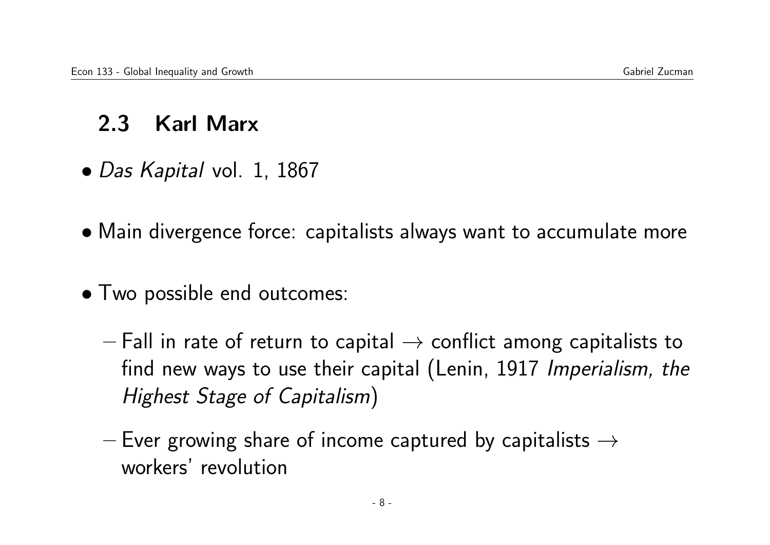## 2.3 Karl Marx

- *Das Kapital* vol. 1, 1867
- Main divergence force: capitalists always want to accumulate more
- Two possible end outcomes:
  - Fall in rate of return to capital → conflict among capitalists to find new ways to use their capital (Lenin, 1917 *Imperialism, the Highest Stage of Capitalism*)
  - Ever growing share of income captured by capitalists → workers' revolution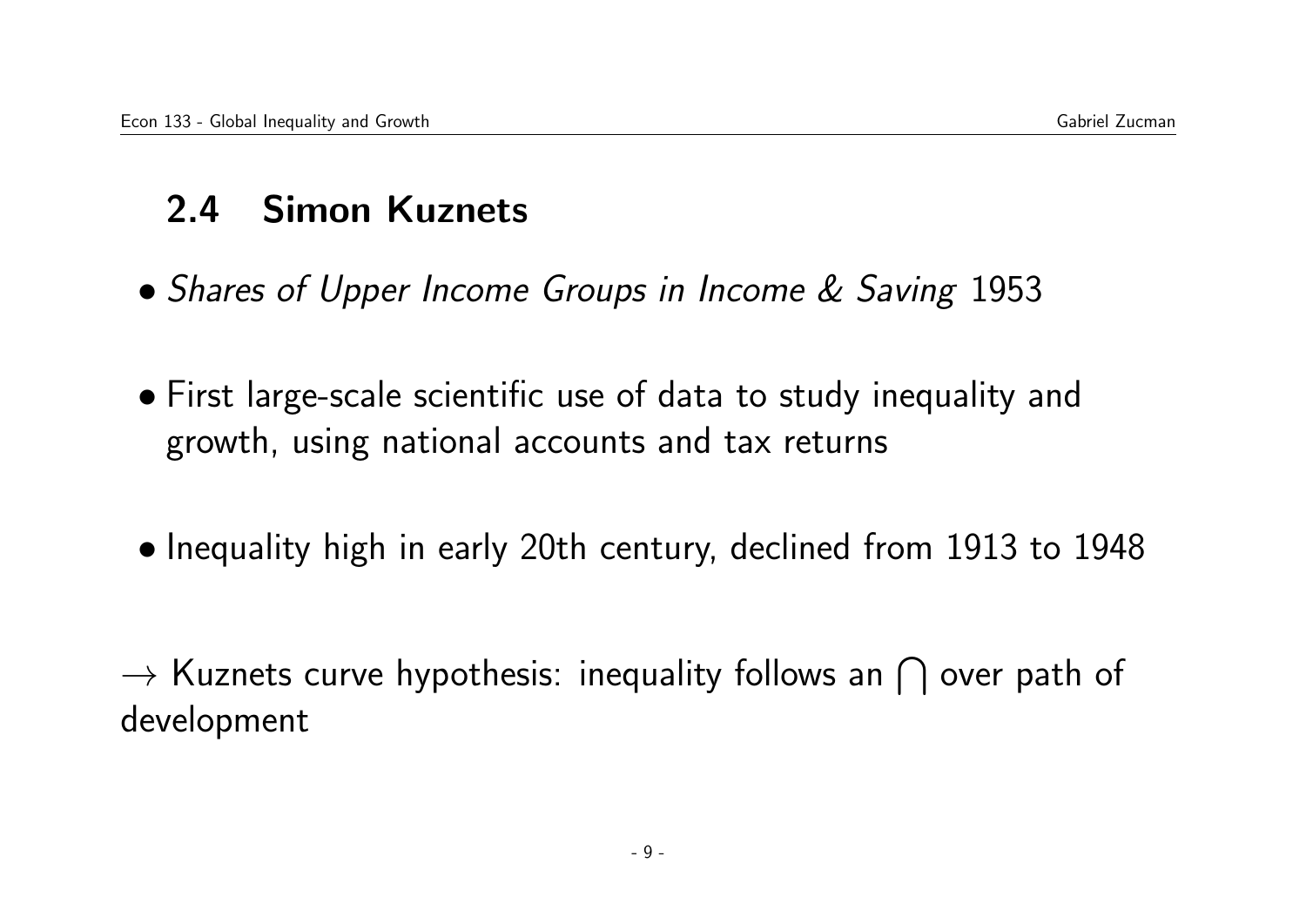## 2.4 Simon Kuznets

- *Shares of Upper Income Groups in Income & Saving* 1953

- First large-scale scientific use of data to study inequality and growth, using national accounts and tax returns

- Inequality high in early 20th century, declined from 1913 to 1948

$\rightarrow$ Kuznets curve hypothesis: inequality follows an $\bigcap$ over path of development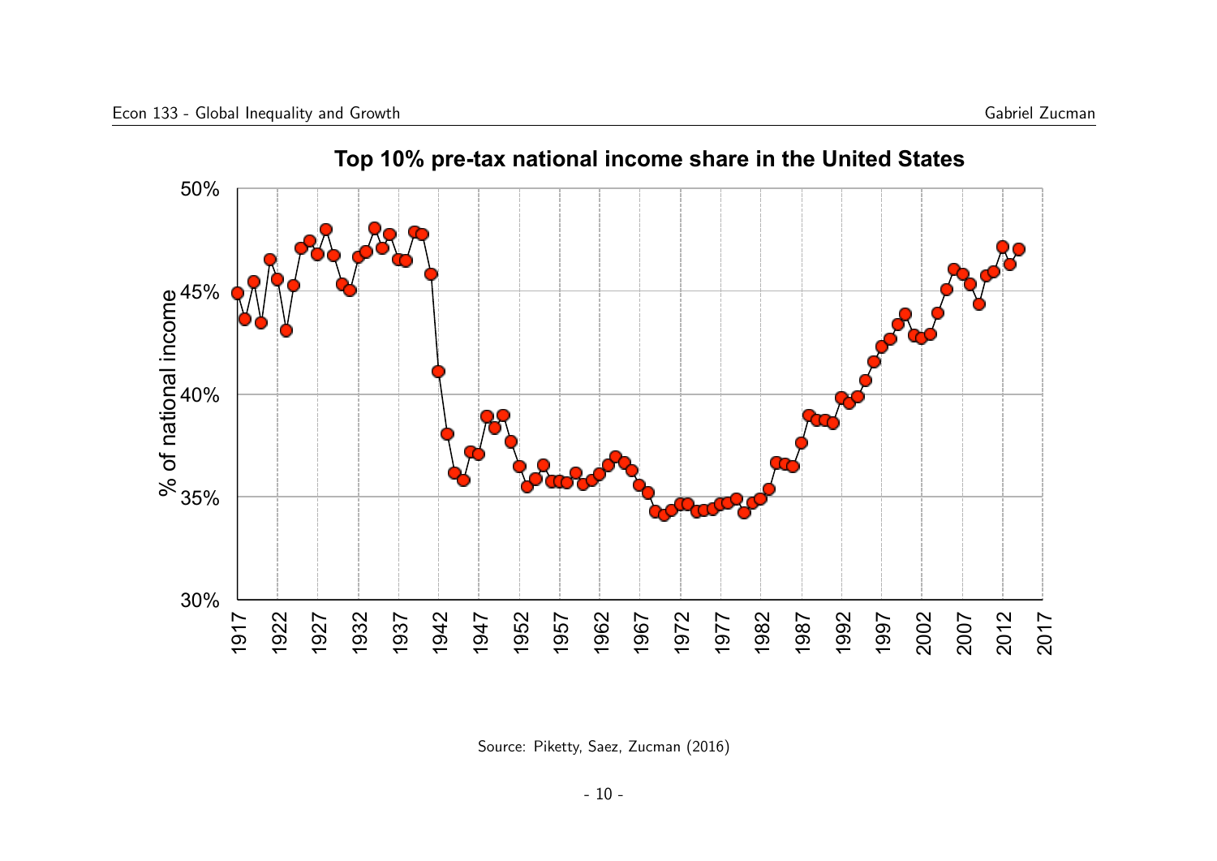**Top 10% pre-tax national income share in the United States**

Source: Piketty, Saez, Zucman (2016)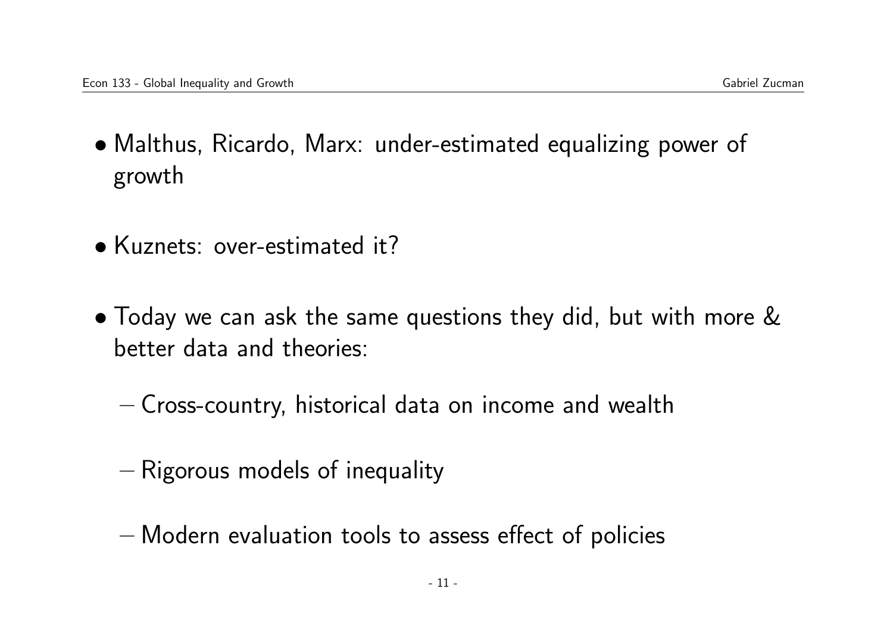- Malthus, Ricardo, Marx: under-estimated equalizing power of growth
- Kuznets: over-estimated it?
- Today we can ask the same questions they did, but with more & better data and theories:
  - Cross-country, historical data on income and wealth
  - Rigorous models of inequality
  - Modern evaluation tools to assess effect of policies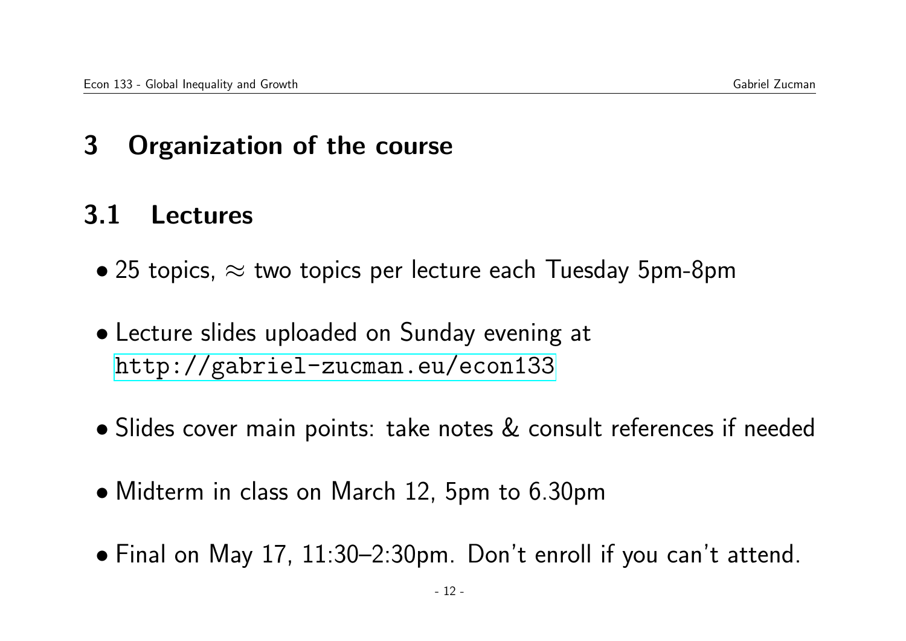# 3 Organization of the course

## 3.1 Lectures

- 25 topics, $\approx$ two topics per lecture each Tuesday 5pm-8pm
- Lecture slides uploaded on Sunday evening at http://gabriel-zucman.eu/econ133
- Slides cover main points: take notes & consult references if needed
- Midterm in class on March 12, 5pm to 6.30pm
- Final on May 17, 11:30–2:30pm. Don't enroll if you can't attend.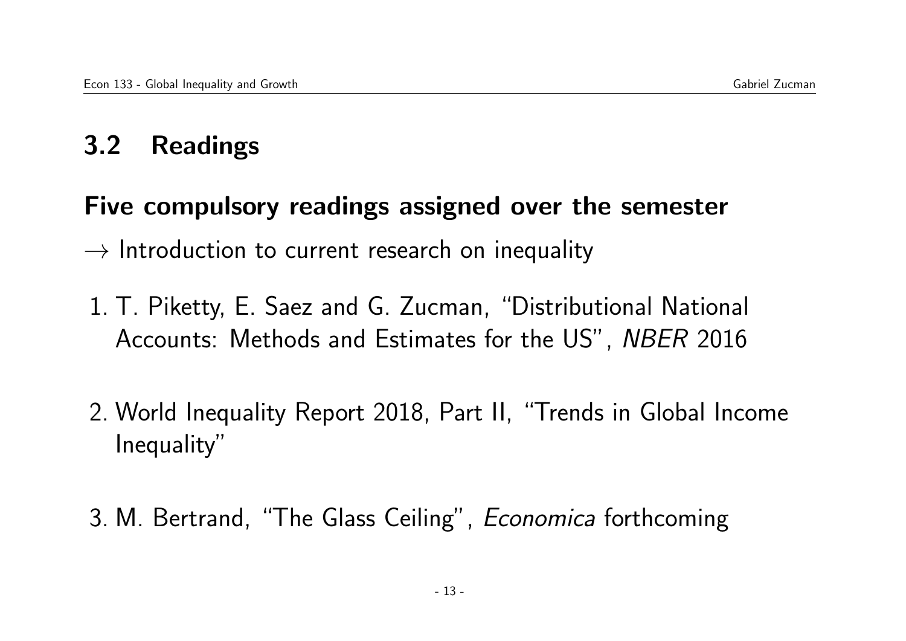## 3.2 Readings

**Five compulsory readings assigned over the semester**

$\rightarrow$ Introduction to current research on inequality

1. T. Piketty, E. Saez and G. Zucman, "Distributional National Accounts: Methods and Estimates for the US", *NBER* 2016

2. World Inequality Report 2018, Part II, "Trends in Global Income Inequality"

3. M. Bertrand, "The Glass Ceiling", *Economica* forthcoming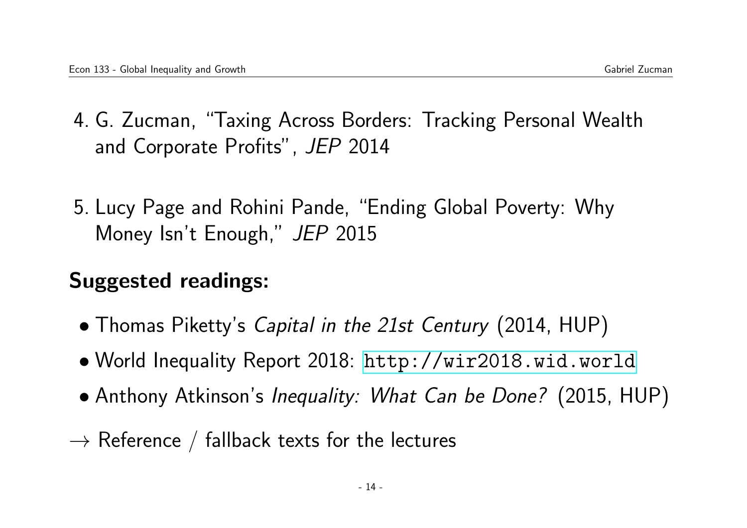4. G. Zucman, "Taxing Across Borders: Tracking Personal Wealth and Corporate Profits", *JEP* 2014

5. Lucy Page and Rohini Pande, "Ending Global Poverty: Why Money Isn't Enough," *JEP* 2015

## Suggested readings:

- Thomas Piketty's *Capital in the 21st Century* (2014, HUP)
- World Inequality Report 2018: `http://wir2018.wid.world`
- Anthony Atkinson's *Inequality: What Can be Done?* (2015, HUP)

→ Reference / fallback texts for the lectures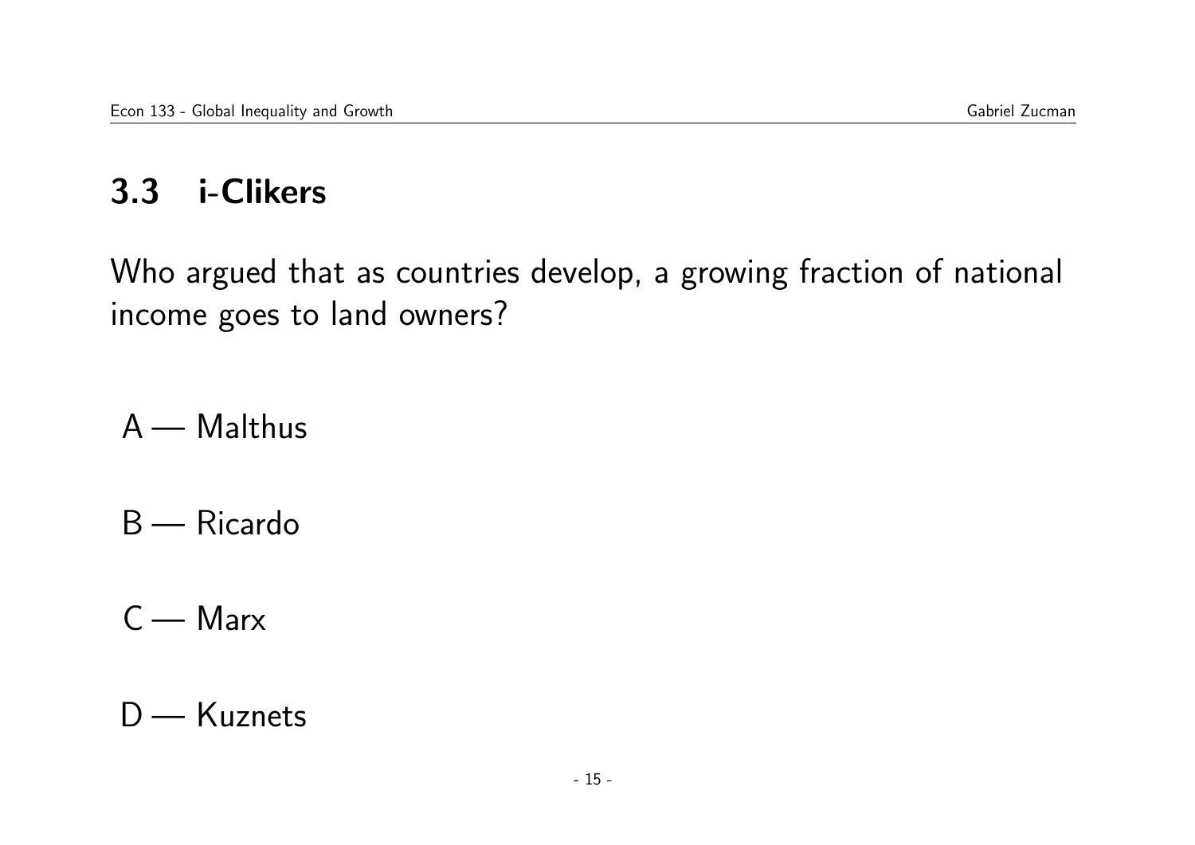## 3.3 i-Clikers

Who argued that as countries develop, a growing fraction of national income goes to land owners?

A — Malthus

B — Ricardo

C — Marx

D — Kuznets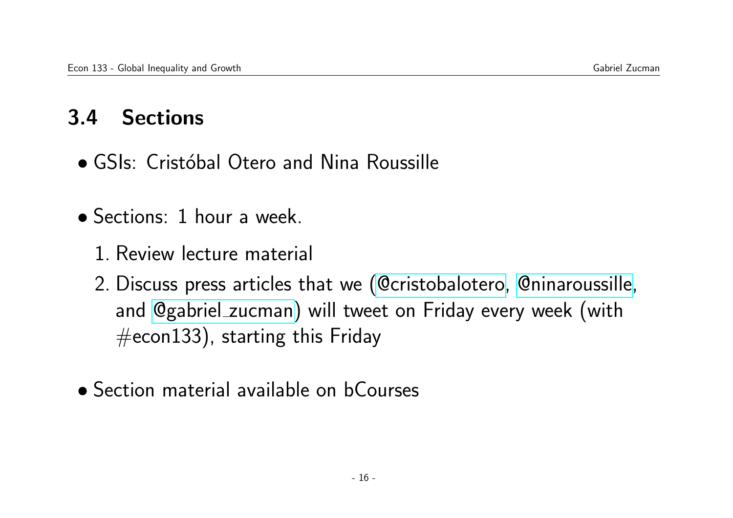## 3.4 Sections

- GSIs: Cristóbal Otero and Nina Roussille

- Sections: 1 hour a week.

  1. Review lecture material
  2. Discuss press articles that we (@cristobalotero, @ninaroussille, and @gabriel_zucman) will tweet on Friday every week (with #econ133), starting this Friday

- Section material available on bCourses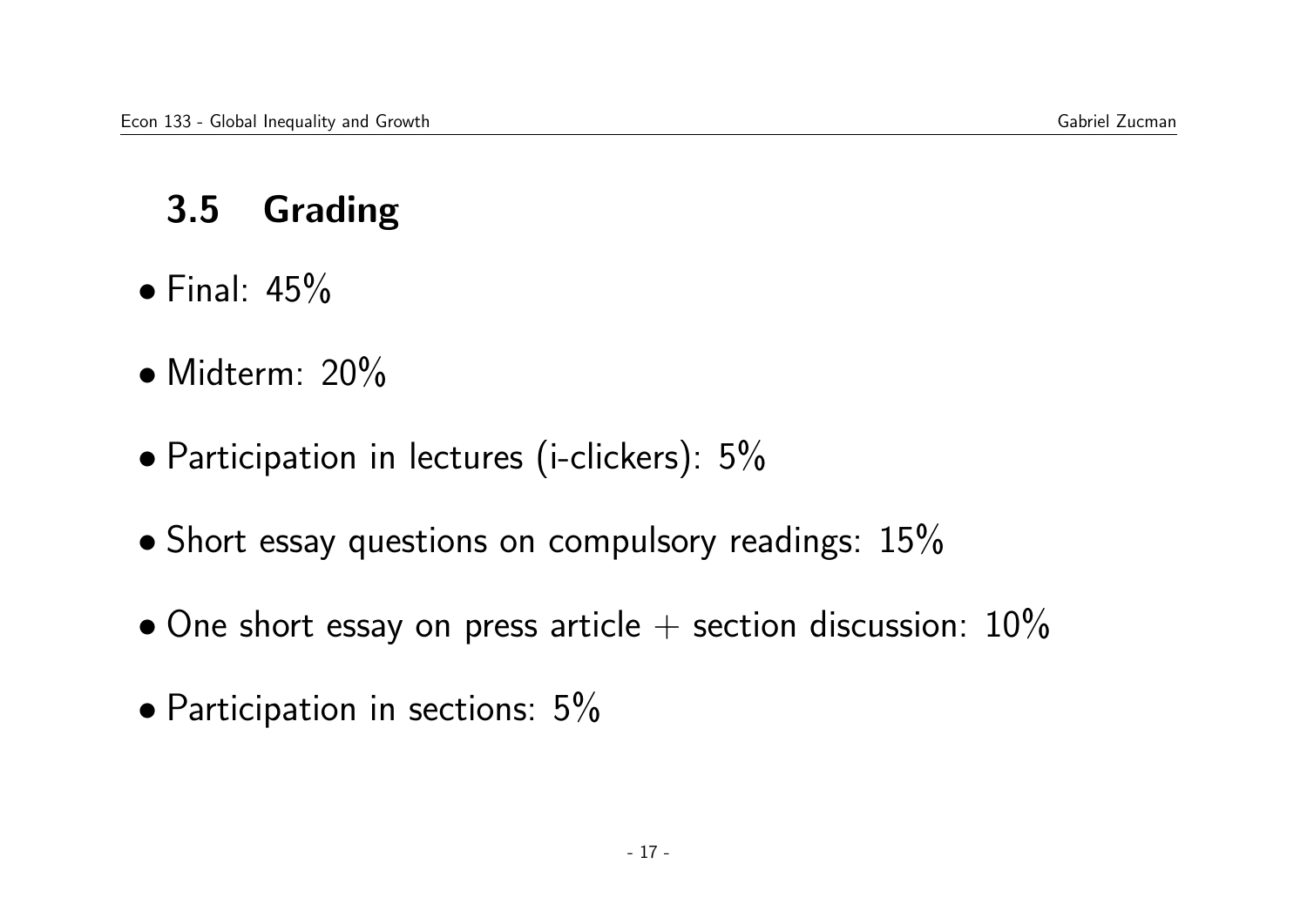## 3.5 Grading

- Final: 45%
- Midterm: 20%
- Participation in lectures (i-clickers): 5%
- Short essay questions on compulsory readings: 15%
- One short essay on press article + section discussion: 10%
- Participation in sections: 5%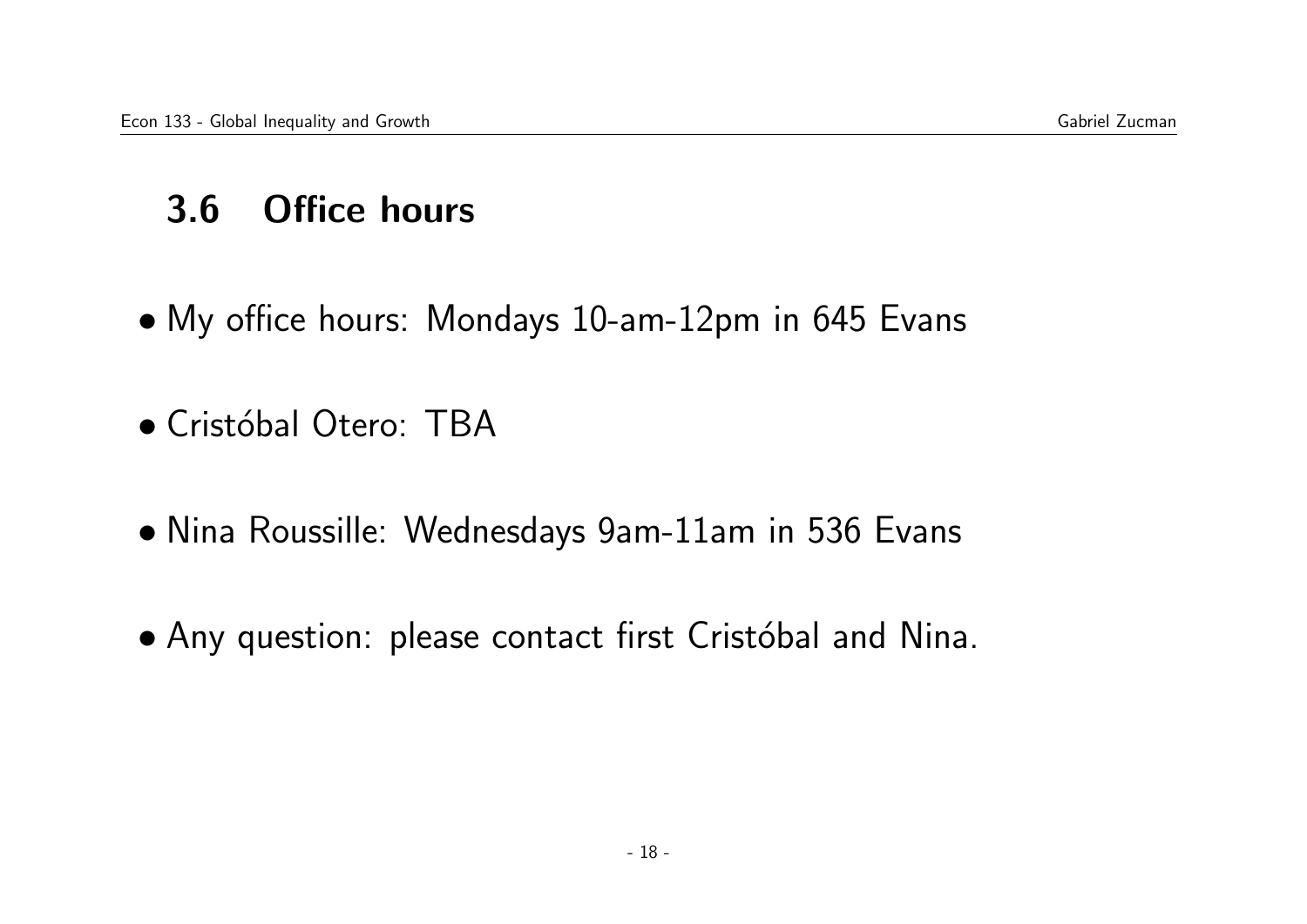## 3.6 Office hours

- My office hours: Mondays 10-am-12pm in 645 Evans
- Cristóbal Otero: TBA
- Nina Roussille: Wednesdays 9am-11am in 536 Evans
- Any question: please contact first Cristóbal and Nina.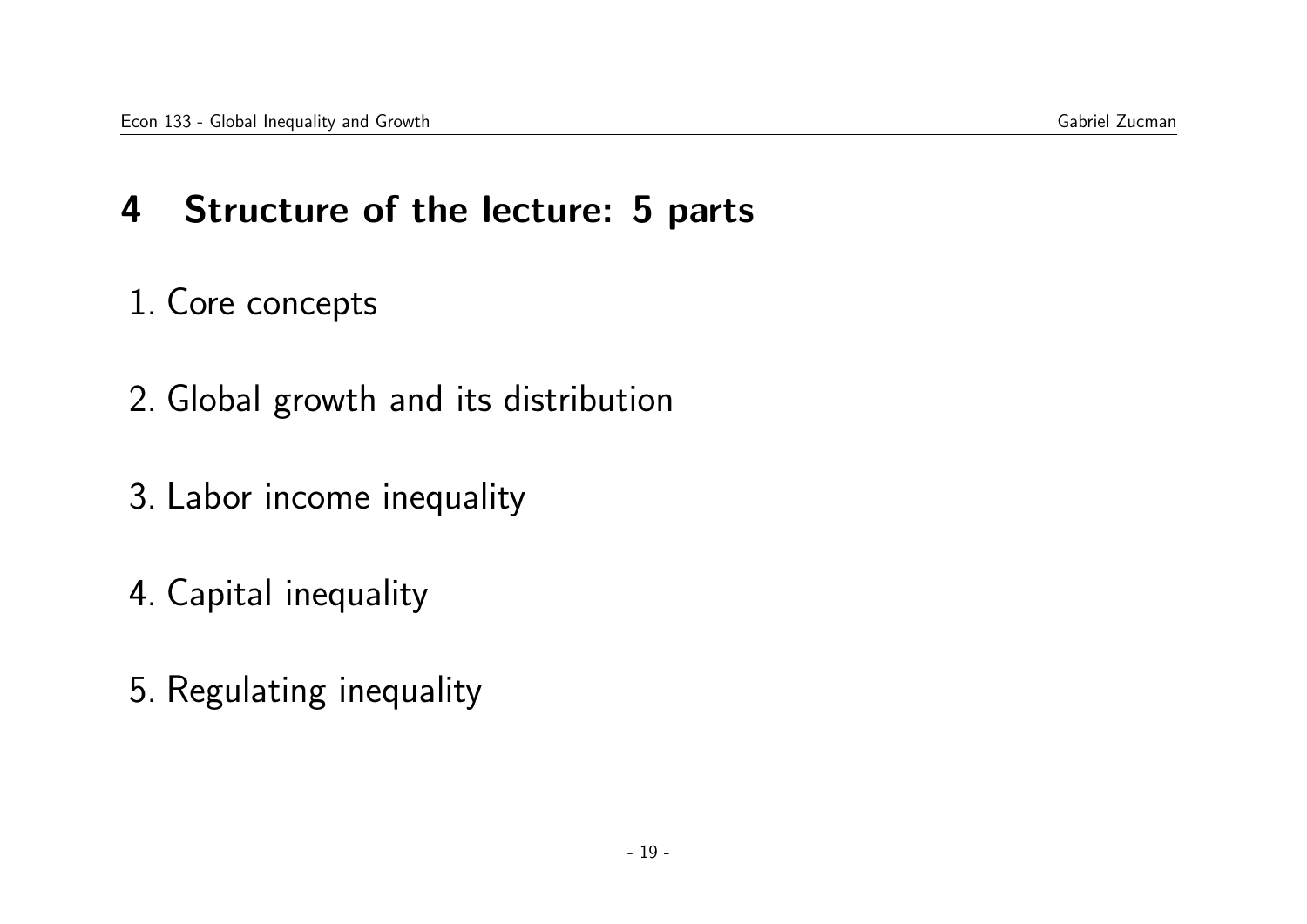# 4 Structure of the lecture: 5 parts

1. Core concepts

2. Global growth and its distribution

3. Labor income inequality

4. Capital inequality

5. Regulating inequality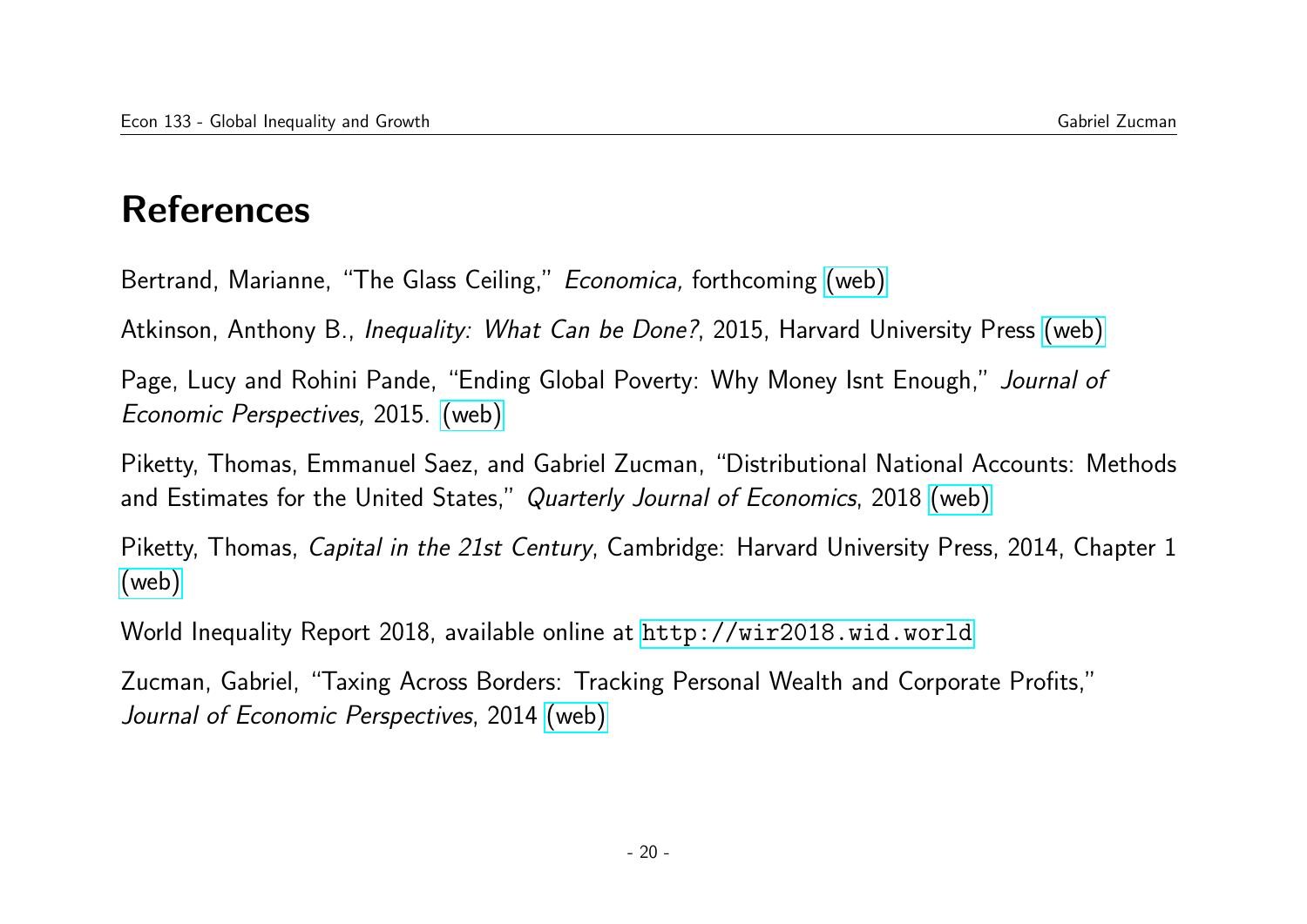# References

Bertrand, Marianne, "The Glass Ceiling," *Economica,* forthcoming (web)

Atkinson, Anthony B., *Inequality: What Can be Done?*, 2015, Harvard University Press (web)

Page, Lucy and Rohini Pande, "Ending Global Poverty: Why Money Isnt Enough," *Journal of Economic Perspectives,* 2015. (web)

Piketty, Thomas, Emmanuel Saez, and Gabriel Zucman, "Distributional National Accounts: Methods and Estimates for the United States," *Quarterly Journal of Economics*, 2018 (web)

Piketty, Thomas, *Capital in the 21st Century*, Cambridge: Harvard University Press, 2014, Chapter 1 (web)

World Inequality Report 2018, available online at `http://wir2018.wid.world`

Zucman, Gabriel, "Taxing Across Borders: Tracking Personal Wealth and Corporate Profits," *Journal of Economic Perspectives*, 2014 (web)